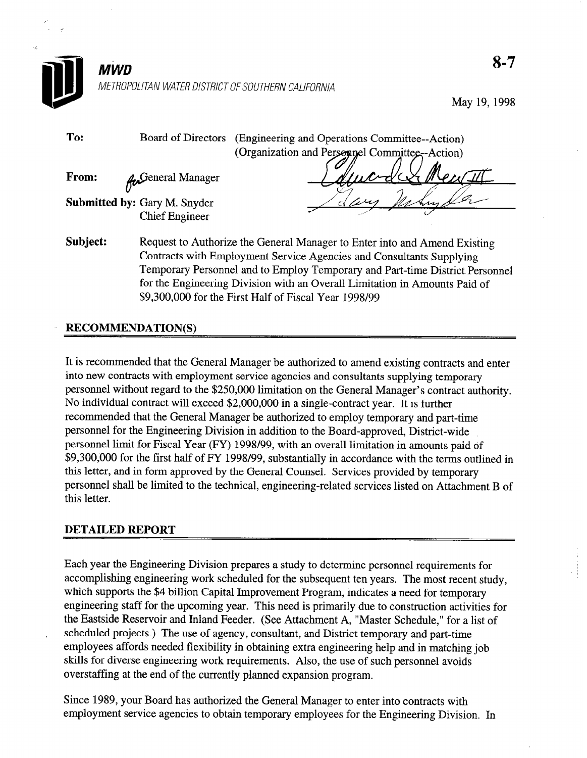**MWD**

*METROPOLITAN WATER DISTRICT OF SOUTHERN CALIFORNIA*

8-7

May 19, 1998

**To:** Board of Directors (Engineering and Operations Committee--Action)
(Organization and Personnel Committee--Action)

**From:** for General Manager

**Submitted by:** Gary M. Snyder
Chief Engineer

**Subject:** Request to Authorize the General Manager to Enter into and Amend Existing Contracts with Employment Service Agencies and Consultants Supplying Temporary Personnel and to Employ Temporary and Part-time District Personnel for the Engineering Division with an Overall Limitation in Amounts Paid of $9,300,000 for the First Half of Fiscal Year 1998/99

## RECOMMENDATION(S)

It is recommended that the General Manager be authorized to amend existing contracts and enter into new contracts with employment service agencies and consultants supplying temporary personnel without regard to the $250,000 limitation on the General Manager's contract authority. No individual contract will exceed $2,000,000 in a single-contract year. It is further recommended that the General Manager be authorized to employ temporary and part-time personnel for the Engineering Division in addition to the Board-approved, District-wide personnel limit for Fiscal Year (FY) 1998/99, with an overall limitation in amounts paid of $9,300,000 for the first half of FY 1998/99, substantially in accordance with the terms outlined in this letter, and in form approved by the General Counsel. Services provided by temporary personnel shall be limited to the technical, engineering-related services listed on Attachment B of this letter.

## DETAILED REPORT

Each year the Engineering Division prepares a study to determine personnel requirements for accomplishing engineering work scheduled for the subsequent ten years. The most recent study, which supports the $4 billion Capital Improvement Program, indicates a need for temporary engineering staff for the upcoming year. This need is primarily due to construction activities for the Eastside Reservoir and Inland Feeder. (See Attachment A, "Master Schedule," for a list of scheduled projects.) The use of agency, consultant, and District temporary and part-time employees affords needed flexibility in obtaining extra engineering help and in matching job skills for diverse engineering work requirements. Also, the use of such personnel avoids overstaffing at the end of the currently planned expansion program.

Since 1989, your Board has authorized the General Manager to enter into contracts with employment service agencies to obtain temporary employees for the Engineering Division. In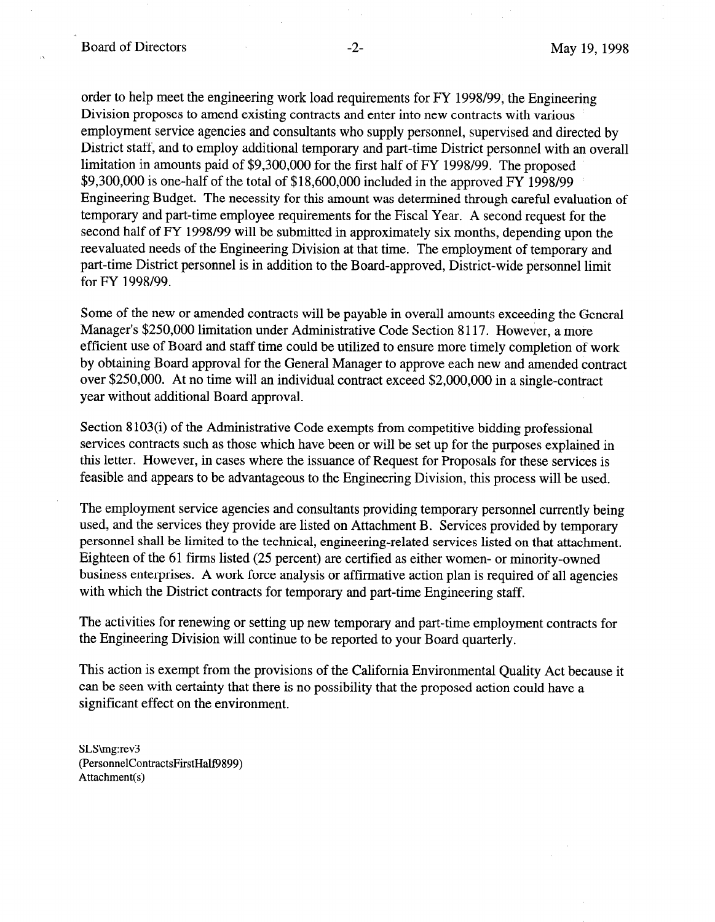order to help meet the engineering work load requirements for FY 1998/99, the Engineering Division proposes to amend existing contracts and enter into new contracts with various employment service agencies and consultants who supply personnel, supervised and directed by District staff, and to employ additional temporary and part-time District personnel with an overall limitation in amounts paid of $9,300,000 for the first half of FY 1998/99. The proposed $9,300,000 is one-half of the total of $18,600,000 included in the approved FY 1998/99 Engineering Budget. The necessity for this amount was determined through careful evaluation of temporary and part-time employee requirements for the Fiscal Year. A second request for the second half of FY 1998/99 will be submitted in approximately six months, depending upon the reevaluated needs of the Engineering Division at that time. The employment of temporary and part-time District personnel is in addition to the Board-approved, District-wide personnel limit for FY 1998/99.

Some of the new or amended contracts will be payable in overall amounts exceeding the General Manager's $250,000 limitation under Administrative Code Section 8117. However, a more efficient use of Board and staff time could be utilized to ensure more timely completion of work by obtaining Board approval for the General Manager to approve each new and amended contract over $250,000. At no time will an individual contract exceed $2,000,000 in a single-contract year without additional Board approval.

Section 8103(i) of the Administrative Code exempts from competitive bidding professional services contracts such as those which have been or will be set up for the purposes explained in this letter. However, in cases where the issuance of Request for Proposals for these services is feasible and appears to be advantageous to the Engineering Division, this process will be used.

The employment service agencies and consultants providing temporary personnel currently being used, and the services they provide are listed on Attachment B. Services provided by temporary personnel shall be limited to the technical, engineering-related services listed on that attachment. Eighteen of the 61 firms listed (25 percent) are certified as either women- or minority-owned business enterprises. A work force analysis or affirmative action plan is required of all agencies with which the District contracts for temporary and part-time Engineering staff.

The activities for renewing or setting up new temporary and part-time employment contracts for the Engineering Division will continue to be reported to your Board quarterly.

This action is exempt from the provisions of the California Environmental Quality Act because it can be seen with certainty that there is no possibility that the proposed action could have a significant effect on the environment.

SLS\mg:rev3
(PersonnelContractsFirstHalf9899)
Attachment(s)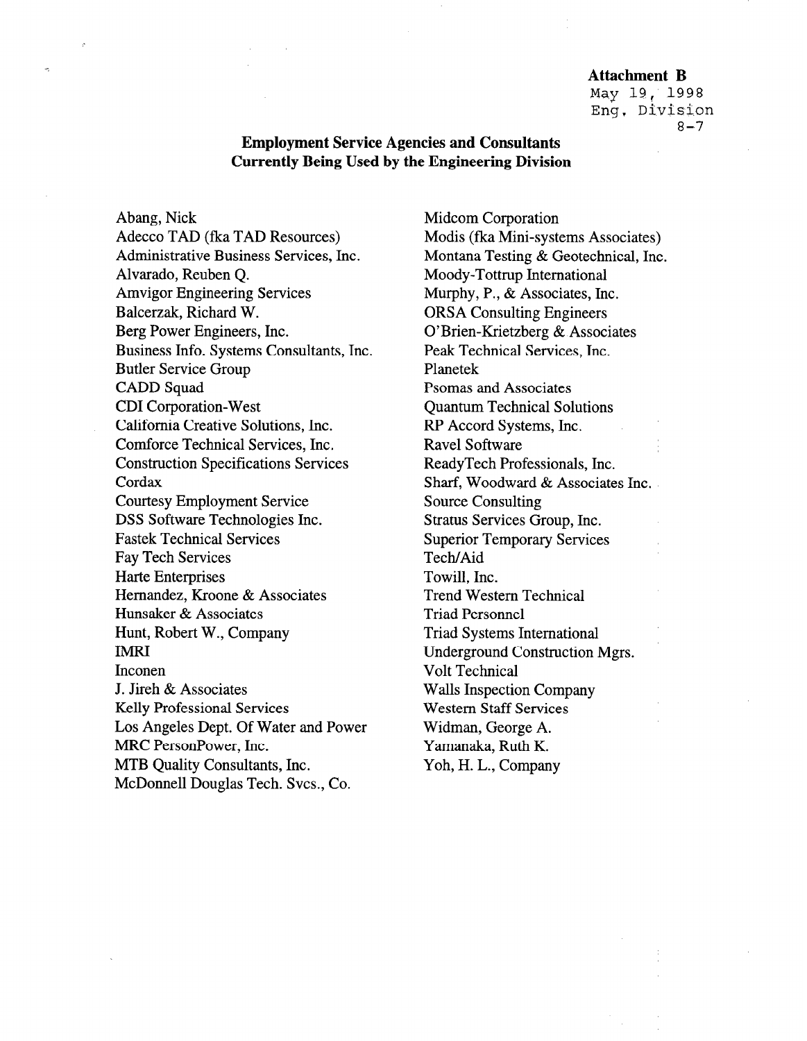**Attachment B**

May 19, 1998
Eng. Division
8-7

## Employment Service Agencies and Consultants Currently Being Used by the Engineering Division

Abang, Nick
Adecco TAD (fka TAD Resources)
Administrative Business Services, Inc.
Alvarado, Reuben Q.
Amvigor Engineering Services
Balcerzak, Richard W.
Berg Power Engineers, Inc.
Business Info. Systems Consultants, Inc.
Butler Service Group
CADD Squad
CDI Corporation-West
California Creative Solutions, Inc.
Comforce Technical Services, Inc.
Construction Specifications Services
Cordax
Courtesy Employment Service
DSS Software Technologies Inc.
Fastek Technical Services
Fay Tech Services
Harte Enterprises
Hernandez, Kroone & Associates
Hunsaker & Associates
Hunt, Robert W., Company
IMRI
Inconen
J. Jireh & Associates
Kelly Professional Services
Los Angeles Dept. Of Water and Power
MRC PersonPower, Inc.
MTB Quality Consultants, Inc.
McDonnell Douglas Tech. Svcs., Co.
Midcom Corporation
Modis (fka Mini-systems Associates)
Montana Testing & Geotechnical, Inc.
Moody-Tottrup International
Murphy, P., & Associates, Inc.
ORSA Consulting Engineers
O'Brien-Krietzberg & Associates
Peak Technical Services, Inc.
Planetek
Psomas and Associates
Quantum Technical Solutions
RP Accord Systems, Inc.
Ravel Software
ReadyTech Professionals, Inc.
Sharf, Woodward & Associates Inc.
Source Consulting
Stratus Services Group, Inc.
Superior Temporary Services
Tech/Aid
Towill, Inc.
Trend Western Technical
Triad Personnel
Triad Systems International
Underground Construction Mgrs.
Volt Technical
Walls Inspection Company
Western Staff Services
Widman, George A.
Yamanaka, Ruth K.
Yoh, H. L., Company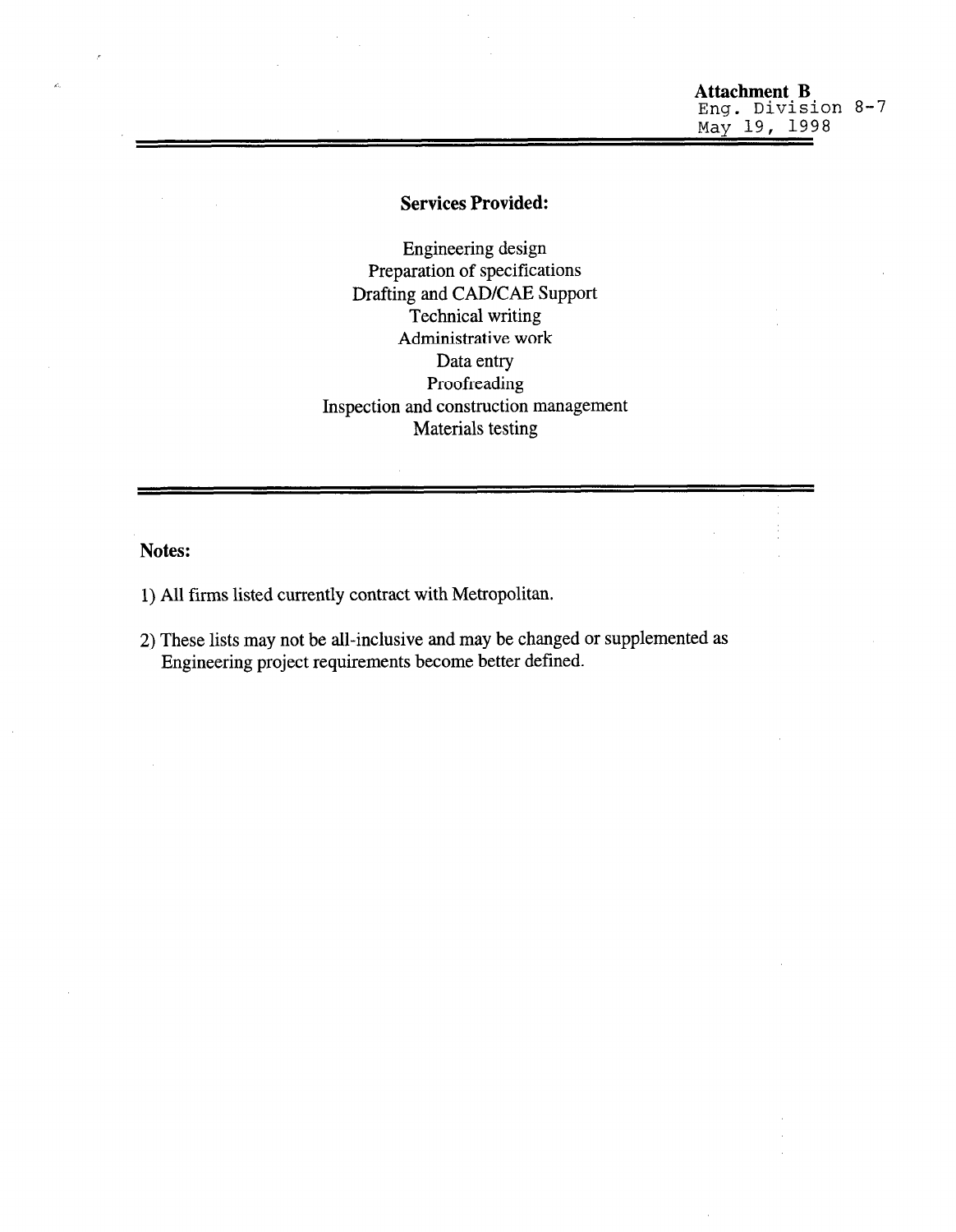**Attachment B**
Eng. Division 8-7
May 19, 1998

---

**Services Provided:**

Engineering design
Preparation of specifications
Drafting and CAD/CAE Support
Technical writing
Administrative work
Data entry
Proofreading
Inspection and construction management
Materials testing

---

**Notes:**

1) All firms listed currently contract with Metropolitan.

2) These lists may not be all-inclusive and may be changed or supplemented as Engineering project requirements become better defined.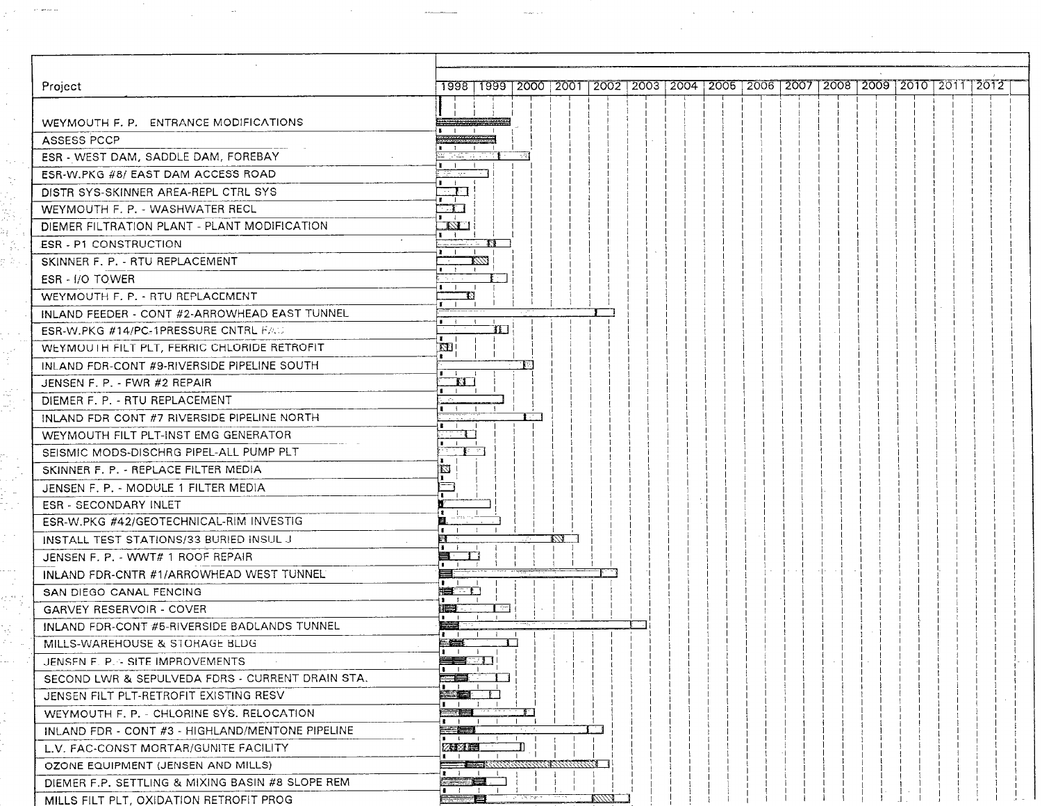| Project | 1998 | 1999 | 2000 | 2001 | 2002 | 2003 | 2004 | 2005 | 2006 | 2007 | 2008 | 2009 | 2010 | 2011 | 2012 |
|---|---|---|---|---|---|---|---|---|---|---|---|---|---|---|---|
| WEYMOUTH F. P. ENTRANCE MODIFICATIONS | | | | | | | | | | | | | | | |
| ASSESS PCCP | | | | | | | | | | | | | | | |
| ESR - WEST DAM, SADDLE DAM, FOREBAY | | | | | | | | | | | | | | | |
| ESR-W.PKG #8/ EAST DAM ACCESS ROAD | | | | | | | | | | | | | | | |
| DISTR SYS-SKINNER AREA-REPL CTRL SYS | | | | | | | | | | | | | | | |
| WEYMOUTH F. P. - WASHWATER RECL | | | | | | | | | | | | | | | |
| DIEMER FILTRATION PLANT - PLANT MODIFICATION | | | | | | | | | | | | | | | |
| ESR - P1 CONSTRUCTION | | | | | | | | | | | | | | | |
| SKINNER F. P. - RTU REPLACEMENT | | | | | | | | | | | | | | | |
| ESR - I/O TOWER | | | | | | | | | | | | | | | |
| WEYMOUTH F. P. - RTU REPLACEMENT | | | | | | | | | | | | | | | |
| INLAND FEEDER - CONT #2-ARROWHEAD EAST TUNNEL | | | | | | | | | | | | | | | |
| ESR-W.PKG #14/PC-1PRESSURE CNTRL FAC | | | | | | | | | | | | | | | |
| WEYMOUTH FILT PLT, FERRIC CHLORIDE RETROFIT | | | | | | | | | | | | | | | |
| INLAND FDR-CONT #9-RIVERSIDE PIPELINE SOUTH | | | | | | | | | | | | | | | |
| JENSEN F. P. - FWR #2 REPAIR | | | | | | | | | | | | | | | |
| DIEMER F. P. - RTU REPLACEMENT | | | | | | | | | | | | | | | |
| INLAND FDR CONT #7 RIVERSIDE PIPELINE NORTH | | | | | | | | | | | | | | | |
| WEYMOUTH FILT PLT-INST EMG GENERATOR | | | | | | | | | | | | | | | |
| SEISMIC MODS-DISCHRG PIPEL-ALL PUMP PLT | | | | | | | | | | | | | | | |
| SKINNER F. P. - REPLACE FILTER MEDIA | | | | | | | | | | | | | | | |
| JENSEN F. P. - MODULE 1 FILTER MEDIA | | | | | | | | | | | | | | | |
| ESR - SECONDARY INLET | | | | | | | | | | | | | | | |
| ESR-W.PKG #42/GEOTECHNICAL-RIM INVESTIG | | | | | | | | | | | | | | | |
| INSTALL TEST STATIONS/33 BURIED INSUL J | | | | | | | | | | | | | | | |
| JENSEN F. P. - WWT# 1 ROOF REPAIR | | | | | | | | | | | | | | | |
| INLAND FDR-CNTR #1/ARROWHEAD WEST TUNNEL | | | | | | | | | | | | | | | |
| SAN DIEGO CANAL FENCING | | | | | | | | | | | | | | | |
| GARVEY RESERVOIR - COVER | | | | | | | | | | | | | | | |
| INLAND FDR-CONT #5-RIVERSIDE BADLANDS TUNNEL | | | | | | | | | | | | | | | |
| MILLS-WAREHOUSE & STORAGE BLDG | | | | | | | | | | | | | | | |
| JENSEN F. P. - SITE IMPROVEMENTS | | | | | | | | | | | | | | | |
| SECOND LWR & SEPULVEDA FDRS - CURRENT DRAIN STA. | | | | | | | | | | | | | | | |
| JENSEN FILT PLT-RETROFIT EXISTING RESV | | | | | | | | | | | | | | | |
| WEYMOUTH F. P. - CHLORINE SYS. RELOCATION | | | | | | | | | | | | | | | |
| INLAND FDR - CONT #3 - HIGHLAND/MENTONE PIPELINE | | | | | | | | | | | | | | | |
| L.V. FAC-CONST MORTAR/GUNITE FACILITY | | | | | | | | | | | | | | | |
| OZONE EQUIPMENT (JENSEN AND MILLS) | | | | | | | | | | | | | | | |
| DIEMER F.P. SETTLING & MIXING BASIN #8 SLOPE REM | | | | | | | | | | | | | | | |
| MILLS FILT PLT, OXIDATION RETROFIT PROG | | | | | | | | | | | | | | | |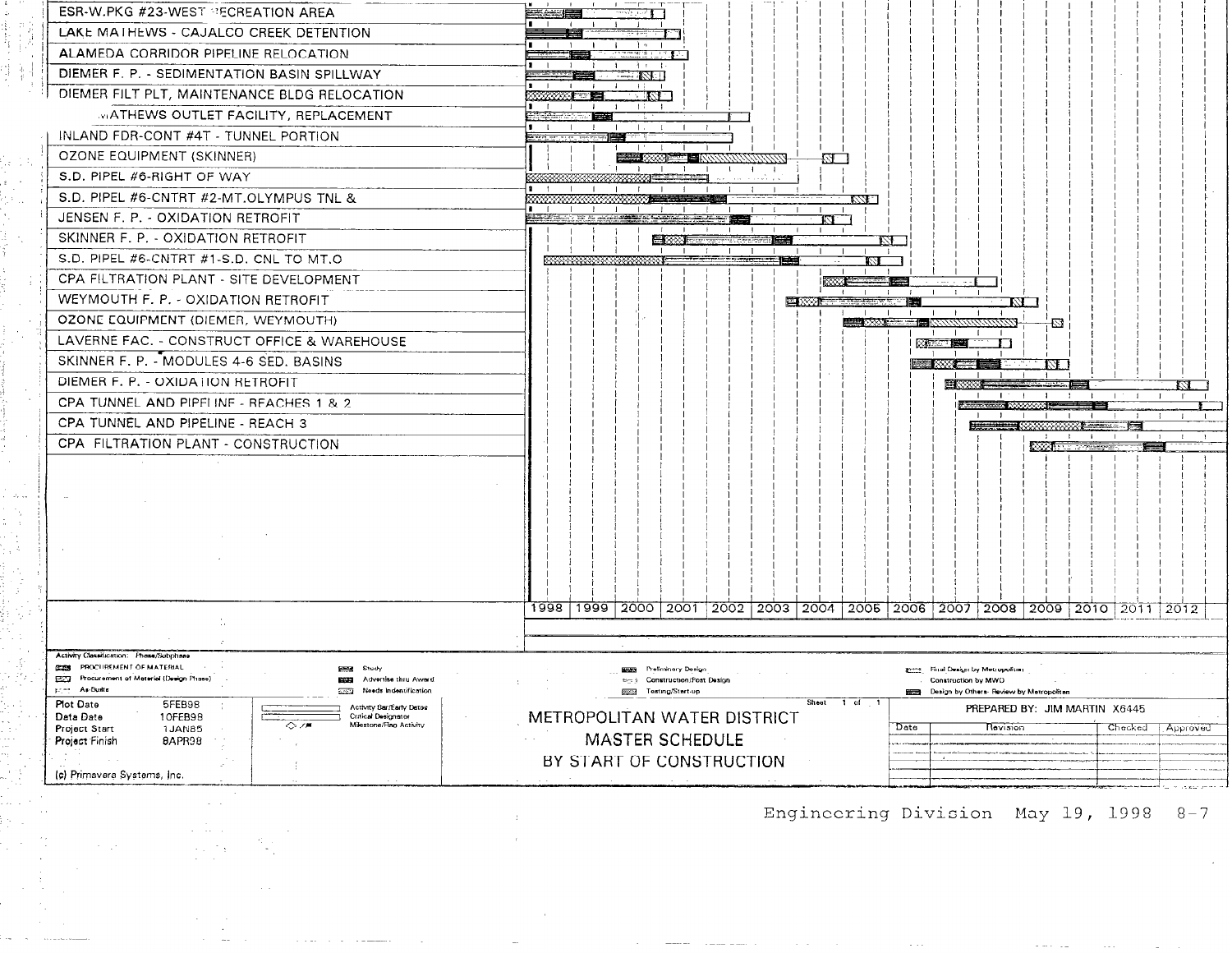ESR-W.PKG #23-WEST RECREATION AREA
LAKE MATHEWS - CAJALCO CREEK DETENTION
ALAMEDA CORRIDOR PIPELINE RELOCATION
DIEMER F. P. - SEDIMENTATION BASIN SPILLWAY
DIEMER FILT PLT, MAINTENANCE BLDG RELOCATION
MATHEWS OUTLET FACILITY, REPLACEMENT
INLAND FDR-CONT #4T - TUNNEL PORTION
OZONE EQUIPMENT (SKINNER)
S.D. PIPEL #6-RIGHT OF WAY
S.D. PIPEL #6-CNTRT #2-MT.OLYMPUS TNL &
JENSEN F. P. - OXIDATION RETROFIT
SKINNER F. P. - OXIDATION RETROFIT
S.D. PIPEL #6-CNTRT #1-S.D. CNL TO MT.O
CPA FILTRATION PLANT - SITE DEVELOPMENT
WEYMOUTH F. P. - OXIDATION RETROFIT
OZONE EQUIPMENT (DIEMER, WEYMOUTH)
LAVERNE FAC. - CONSTRUCT OFFICE & WAREHOUSE
SKINNER F. P. - MODULES 4-6 SED. BASINS
DIEMER F. P. - OXIDATION RETROFIT
CPA TUNNEL AND PIPELINE - REACHES 1 & 2
CPA TUNNEL AND PIPELINE - REACH 3
CPA FILTRATION PLANT - CONSTRUCTION

1998 1999 2000 2001 2002 2003 2004 2005 2006 2007 2008 2009 2010 2011 2012

Activity Classification: Phase/Subphase

PROCUREMENT OF MATERIAL
Procurement of Material (Design Phase)
As-Builts
Study
Advertise thru Award
Needs Indentification
Preliminary Design
Construction/Post Design
Testing/Start-up
Final Design by Metropolitan
Construction by MWD
Design by Others- Review by Metropolitan

Plot Date 5FEB98
Data Date 10FEB98
Project Start 1JAN85
Project Finish 8APR08

Activity Bar/Early Dates
Critical Designator
Milestone/Flag Activity

(c) Primavera Systems, Inc.

Sheet 1 of 1

METROPOLITAN WATER DISTRICT
MASTER SCHEDULE
BY START OF CONSTRUCTION

PREPARED BY: JIM MARTIN X6445

| Date | Revision | Checked | Approved |
|---|---|---|---|
| | | | |

Engineering Division May 19, 1998 8-7